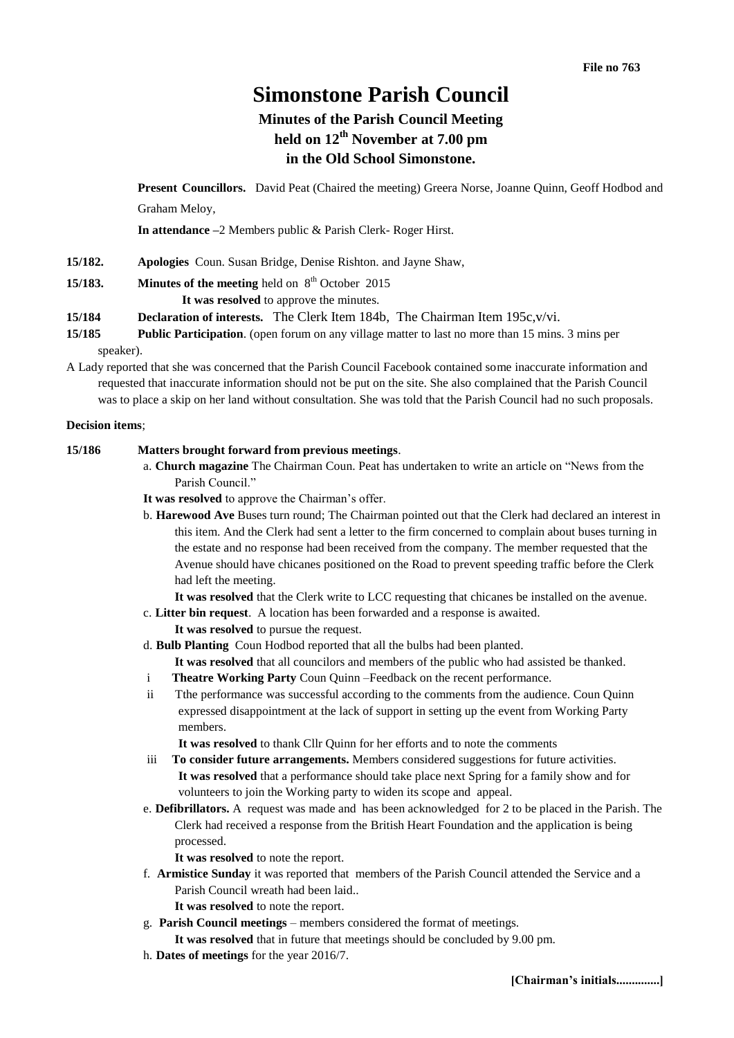File no 763

# Simonstone Parish Council

## Minutes of the Parish Council Meeting held on 12th November at 7.00 pm in the Old School Simonstone.

**Present Councillors.** David Peat (Chaired the meeting) Greera Norse, Joanne Quinn, Geoff Hodbod and Graham Meloy,

**In attendance** –2 Members public & Parish Clerk- Roger Hirst.

**15/182.** **Apologies** Coun. Susan Bridge, Denise Rishton. and Jayne Shaw,

**15/183.** **Minutes of the meeting** held on 8th October 2015

**It was resolved** to approve the minutes.

**15/184** **Declaration of interests.** The Clerk Item 184b, The Chairman Item 195c,v/vi.

**15/185** **Public Participation**. (open forum on any village matter to last no more than 15 mins. 3 mins per speaker).

A Lady reported that she was concerned that the Parish Council Facebook contained some inaccurate information and requested that inaccurate information should not be put on the site. She also complained that the Parish Council was to place a skip on her land without consultation. She was told that the Parish Council had no such proposals.

**Decision items**;

**15/186** **Matters brought forward from previous meetings**.

a. **Church magazine** The Chairman Coun. Peat has undertaken to write an article on "News from the Parish Council."

**It was resolved** to approve the Chairman's offer.

b. **Harewood Ave** Buses turn round; The Chairman pointed out that the Clerk had declared an interest in this item. And the Clerk had sent a letter to the firm concerned to complain about buses turning in the estate and no response had been received from the company. The member requested that the Avenue should have chicanes positioned on the Road to prevent speeding traffic before the Clerk had left the meeting.

**It was resolved** that the Clerk write to LCC requesting that chicanes be installed on the avenue.

c. **Litter bin request**. A location has been forwarded and a response is awaited.

**It was resolved** to pursue the request.

d. **Bulb Planting** Coun Hodbod reported that all the bulbs had been planted.

**It was resolved** that all councilors and members of the public who had assisted be thanked.

i **Theatre Working Party** Coun Quinn –Feedback on the recent performance.

ii Tthe performance was successful according to the comments from the audience. Coun Quinn expressed disappointment at the lack of support in setting up the event from Working Party members.

**It was resolved** to thank Cllr Quinn for her efforts and to note the comments

iii **To consider future arrangements.** Members considered suggestions for future activities.

**It was resolved** that a performance should take place next Spring for a family show and for volunteers to join the Working party to widen its scope and appeal.

e. **Defibrillators.** A request was made and has been acknowledged for 2 to be placed in the Parish. The Clerk had received a response from the British Heart Foundation and the application is being processed.

**It was resolved** to note the report.

f. **Armistice Sunday** it was reported that members of the Parish Council attended the Service and a Parish Council wreath had been laid..

**It was resolved** to note the report.

g. **Parish Council meetings** – members considered the format of meetings.

**It was resolved** that in future that meetings should be concluded by 9.00 pm.

h. **Dates of meetings** for the year 2016/7.

**[Chairman's initials.............]**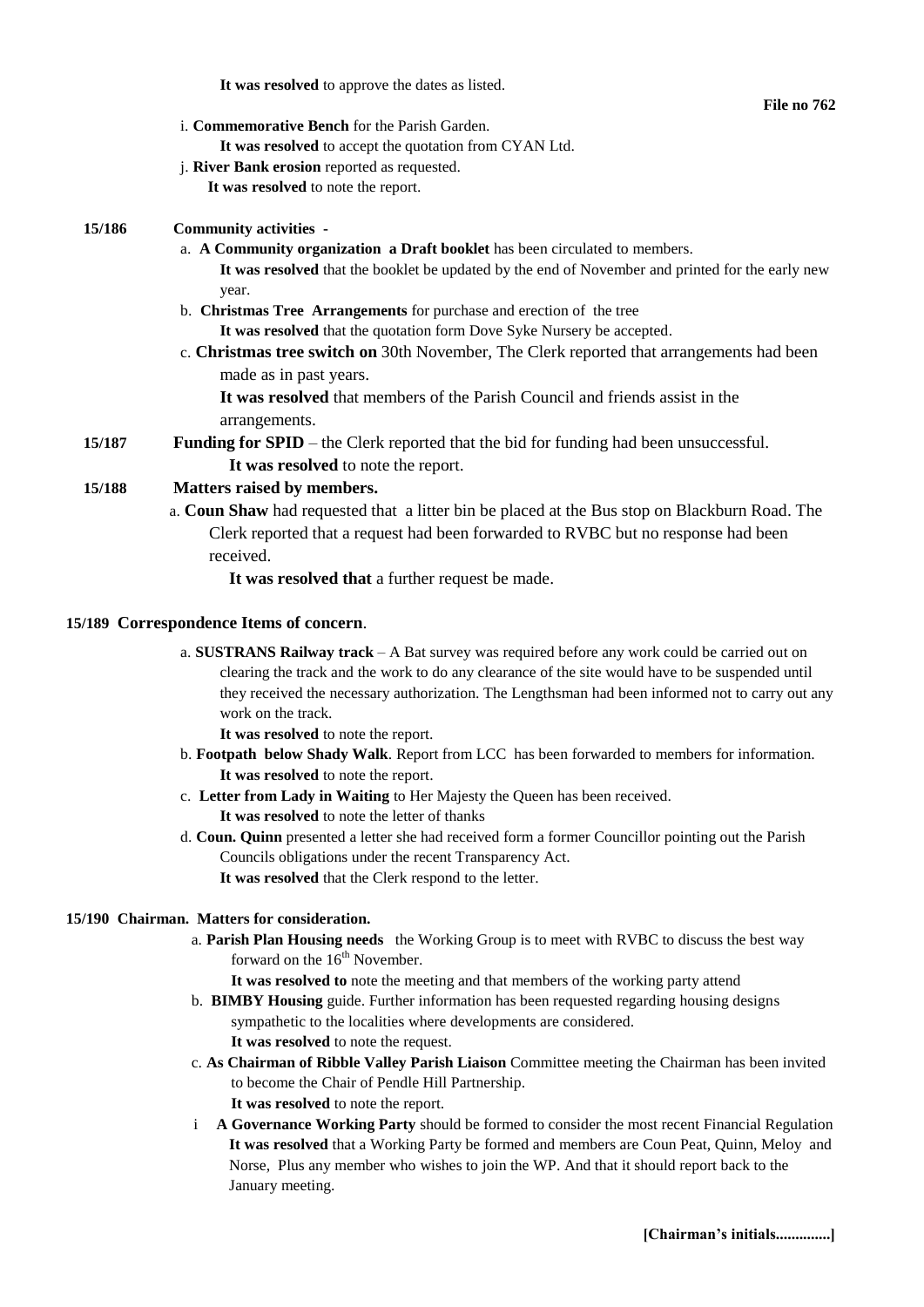**It was resolved** to approve the dates as listed.

**File no 762**

i. **Commemorative Bench** for the Parish Garden.
**It was resolved** to accept the quotation from CYAN Ltd.

j. **River Bank erosion** reported as requested.
**It was resolved** to note the report.

**15/186 Community activities -**

a. **A Community organization a Draft booklet** has been circulated to members.
**It was resolved** that the booklet be updated by the end of November and printed for the early new year.

b. **Christmas Tree Arrangements** for purchase and erection of the tree
**It was resolved** that the quotation form Dove Syke Nursery be accepted.

c. **Christmas tree switch on** 30th November, The Clerk reported that arrangements had been made as in past years.
**It was resolved** that members of the Parish Council and friends assist in the arrangements.

**15/187 Funding for SPID** – the Clerk reported that the bid for funding had been unsuccessful.
**It was resolved** to note the report.

**15/188 Matters raised by members.**

a. **Coun Shaw** had requested that a litter bin be placed at the Bus stop on Blackburn Road. The Clerk reported that a request had been forwarded to RVBC but no response had been received.
**It was resolved that** a further request be made.

**15/189 Correspondence Items of concern**.

a. **SUSTRANS Railway track** – A Bat survey was required before any work could be carried out on clearing the track and the work to do any clearance of the site would have to be suspended until they received the necessary authorization. The Lengthsman had been informed not to carry out any work on the track.
**It was resolved** to note the report.

b. **Footpath below Shady Walk**. Report from LCC has been forwarded to members for information.
**It was resolved** to note the report.

c. **Letter from Lady in Waiting** to Her Majesty the Queen has been received.
**It was resolved** to note the letter of thanks

d. **Coun. Quinn** presented a letter she had received form a former Councillor pointing out the Parish Councils obligations under the recent Transparency Act.
**It was resolved** that the Clerk respond to the letter.

**15/190 Chairman. Matters for consideration.**

a. **Parish Plan Housing needs** the Working Group is to meet with RVBC to discuss the best way forward on the 16th November.
**It was resolved to** note the meeting and that members of the working party attend

b. **BIMBY Housing** guide. Further information has been requested regarding housing designs sympathetic to the localities where developments are considered.
**It was resolved** to note the request.

c. **As Chairman of Ribble Valley Parish Liaison** Committee meeting the Chairman has been invited to become the Chair of Pendle Hill Partnership.
**It was resolved** to note the report.

i **A Governance Working Party** should be formed to consider the most recent Financial Regulation
**It was resolved** that a Working Party be formed and members are Coun Peat, Quinn, Meloy and Norse, Plus any member who wishes to join the WP. And that it should report back to the January meeting.

**[Chairman's initials..............]**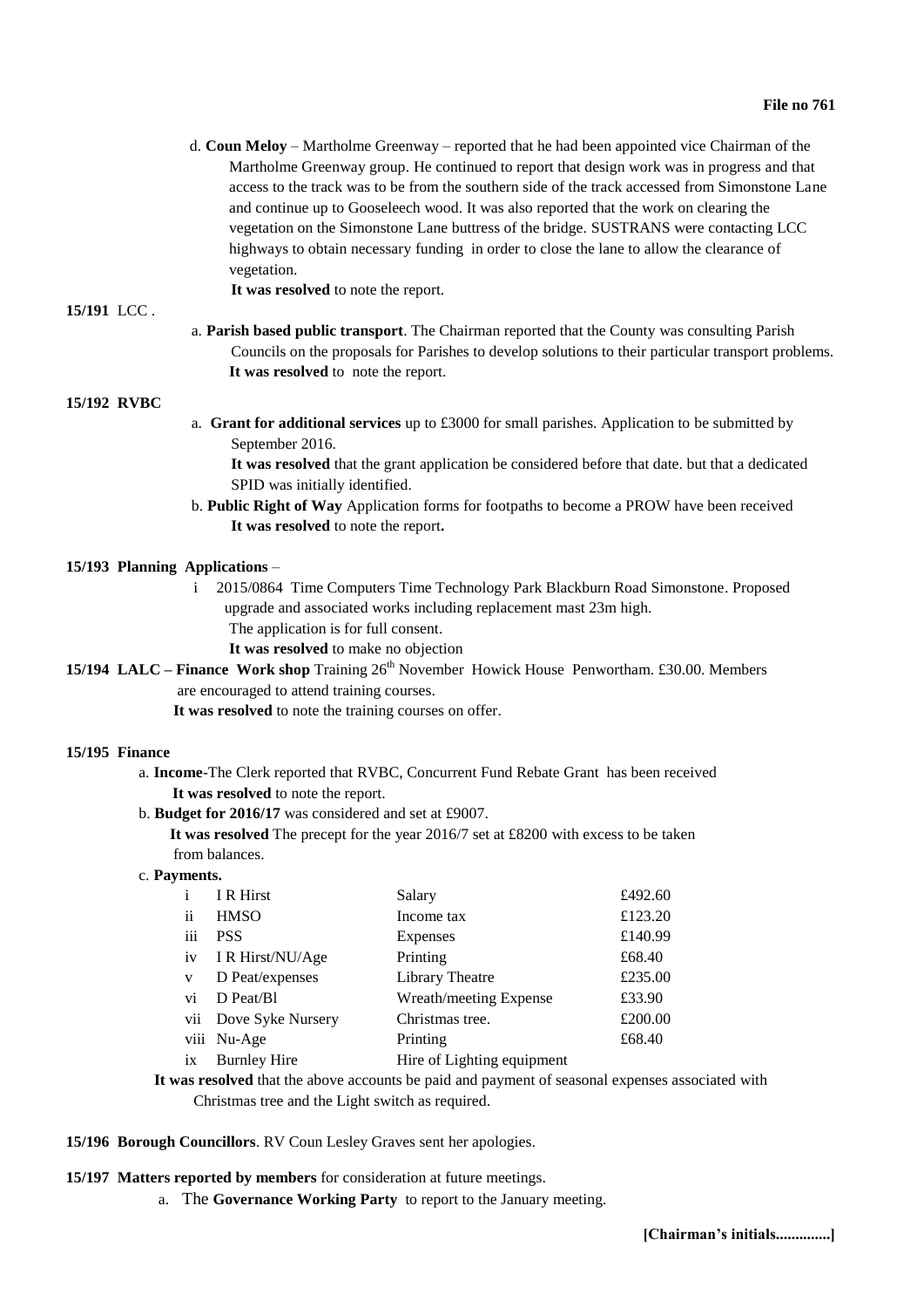**File no 761**

d. **Coun Meloy** – Martholme Greenway – reported that he had been appointed vice Chairman of the Martholme Greenway group. He continued to report that design work was in progress and that access to the track was to be from the southern side of the track accessed from Simonstone Lane and continue up to Gooseleech wood. It was also reported that the work on clearing the vegetation on the Simonstone Lane buttress of the bridge. SUSTRANS were contacting LCC highways to obtain necessary funding in order to close the lane to allow the clearance of vegetation.

**It was resolved** to note the report.

**15/191** LCC .

a. **Parish based public transport**. The Chairman reported that the County was consulting Parish Councils on the proposals for Parishes to develop solutions to their particular transport problems. **It was resolved** to note the report.

**15/192 RVBC**

a. **Grant for additional services** up to £3000 for small parishes. Application to be submitted by September 2016.

**It was resolved** that the grant application be considered before that date. but that a dedicated SPID was initially identified.

b. **Public Right of Way** Application forms for footpaths to become a PROW have been received **It was resolved** to note the report**.**

**15/193 Planning Applications** –

i 2015/0864 Time Computers Time Technology Park Blackburn Road Simonstone. Proposed upgrade and associated works including replacement mast 23m high.

The application is for full consent.

**It was resolved** to make no objection

**15/194 LALC – Finance Work shop** Training 26th November Howick House Penwortham. £30.00. Members are encouraged to attend training courses.

**It was resolved** to note the training courses on offer.

**15/195 Finance**

a. **Income**-The Clerk reported that RVBC, Concurrent Fund Rebate Grant has been received **It was resolved** to note the report.

b. **Budget for 2016/17** was considered and set at £9007.

**It was resolved** The precept for the year 2016/7 set at £8200 with excess to be taken from balances.

c. **Payments.**

| | | | |
|---|---|---|---|
| i | I R Hirst | Salary | £492.60 |
| ii | HMSO | Income tax | £123.20 |
| iii | PSS | Expenses | £140.99 |
| iv | I R Hirst/NU/Age | Printing | £68.40 |
| v | D Peat/expenses | Library Theatre | £235.00 |
| vi | D Peat/Bl | Wreath/meeting Expense | £33.90 |
| vii | Dove Syke Nursery | Christmas tree. | £200.00 |
| viii | Nu-Age | Printing | £68.40 |
| ix | Burnley Hire | Hire of Lighting equipment | |

**It was resolved** that the above accounts be paid and payment of seasonal expenses associated with Christmas tree and the Light switch as required.

**15/196 Borough Councillors**. RV Coun Lesley Graves sent her apologies.

**15/197 Matters reported by members** for consideration at future meetings.

a. The **Governance Working Party** to report to the January meeting.

**[Chairman's initials.............]**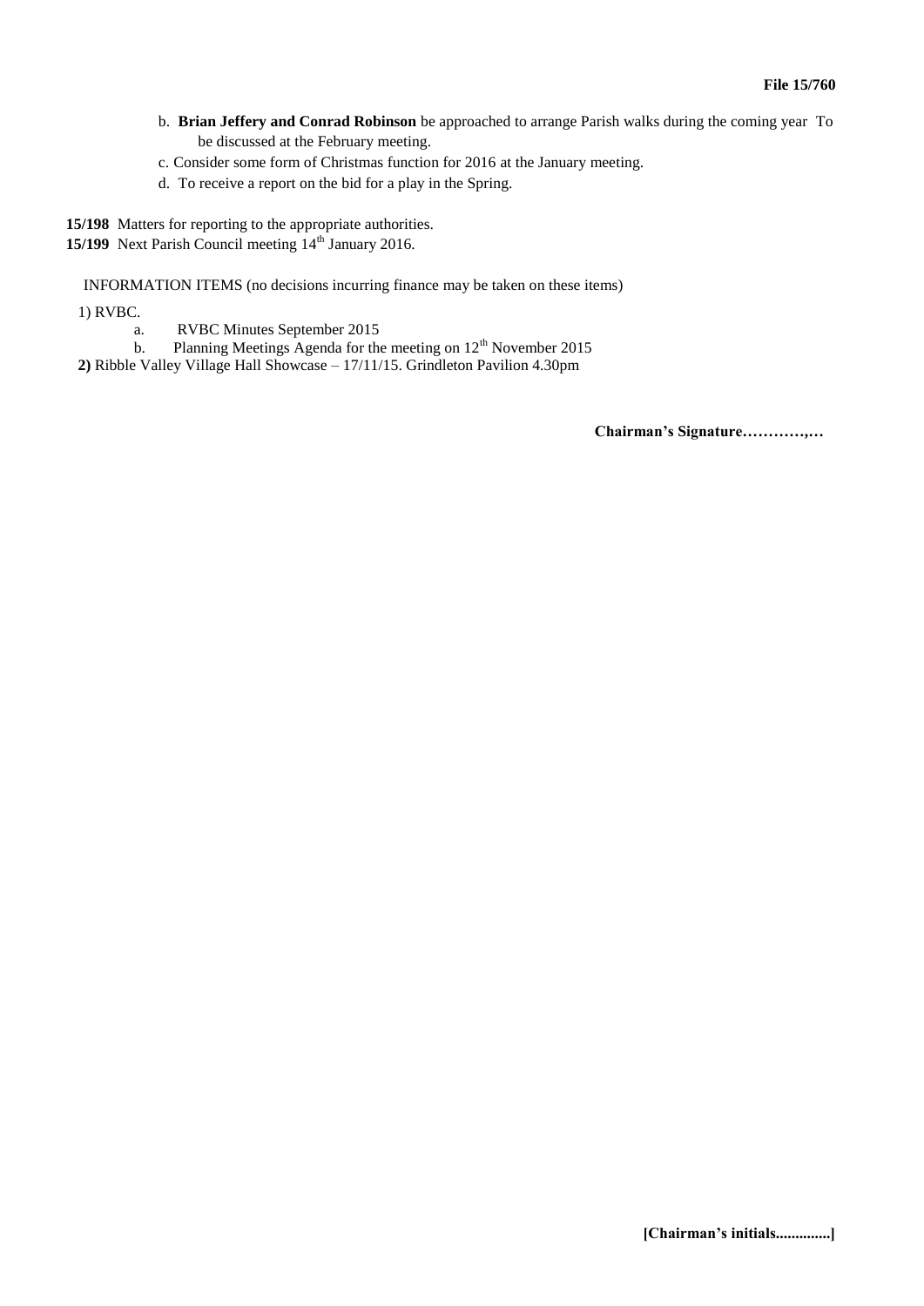b. **Brian Jeffery and Conrad Robinson** be approached to arrange Parish walks during the coming year To be discussed at the February meeting.

c. Consider some form of Christmas function for 2016 at the January meeting.

d. To receive a report on the bid for a play in the Spring.

**15/198** Matters for reporting to the appropriate authorities.

**15/199** Next Parish Council meeting 14th January 2016.

INFORMATION ITEMS (no decisions incurring finance may be taken on these items)

1) RVBC.

a. RVBC Minutes September 2015

b. Planning Meetings Agenda for the meeting on 12th November 2015

**2)** Ribble Valley Village Hall Showcase – 17/11/15. Grindleton Pavilion 4.30pm

**Chairman's Signature………….…**

**[Chairman's initials..............]**